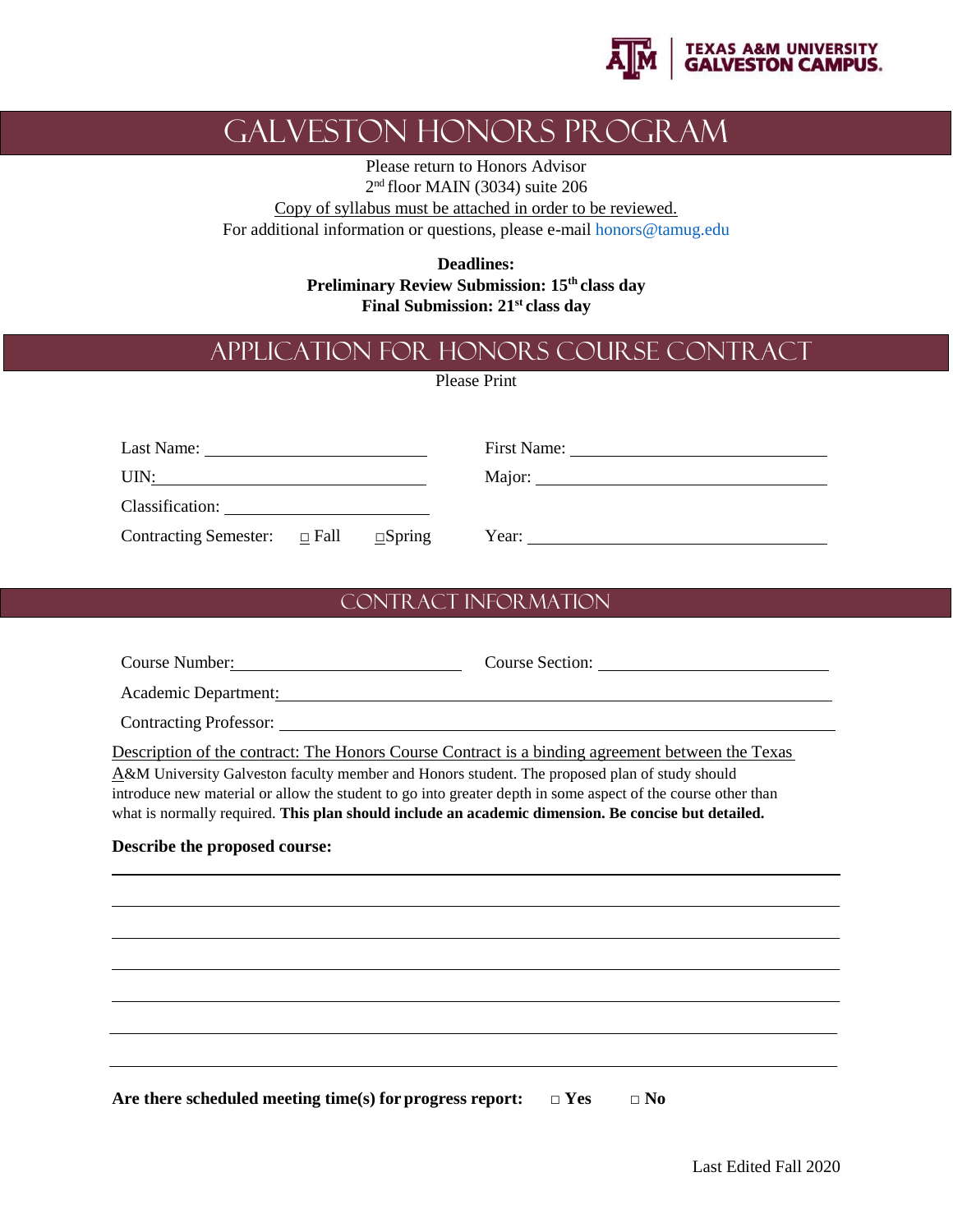TEXAS A&M UNIVERSITY GALVESTON CAMPUS.

# GALVESTON HONORS PROGRAM

Please return to Honors Advisor
2nd floor MAIN (3034) suite 206
Copy of syllabus must be attached in order to be reviewed.
For additional information or questions, please e-mail honors@tamug.edu

**Deadlines:**
**Preliminary Review Submission: 15th class day**
**Final Submission: 21st class day**

# APPLICATION FOR HONORS COURSE CONTRACT

Please Print

Last Name: ____________________ First Name: ____________________

UIN: ____________________ Major: ____________________

Classification: ____________________

Contracting Semester: □ Fall □Spring Year: ____________________

## CONTRACT INFORMATION

Course Number: ____________________ Course Section: ____________________

Academic Department: ________________________________________

Contracting Professor: ________________________________________

Description of the contract: The Honors Course Contract is a binding agreement between the Texas A&M University Galveston faculty member and Honors student. The proposed plan of study should introduce new material or allow the student to go into greater depth in some aspect of the course other than what is normally required. **This plan should include an academic dimension. Be concise but detailed.**

**Describe the proposed course:**

________________________________________

________________________________________

________________________________________

________________________________________

________________________________________

________________________________________

________________________________________

**Are there scheduled meeting time(s) for progress report: □ Yes □ No**

Last Edited Fall 2020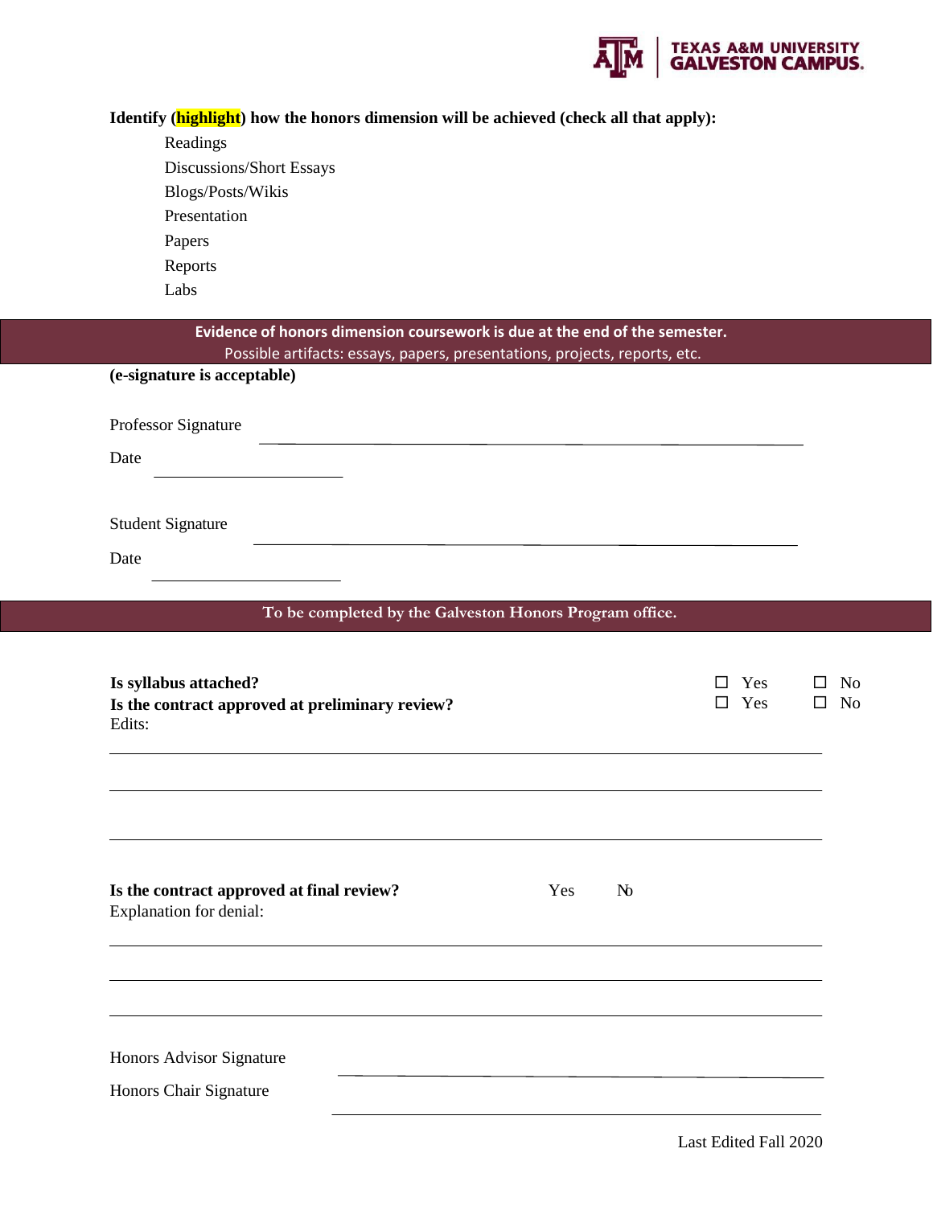**Identify (highlight) how the honors dimension will be achieved (check all that apply):**

- Readings
- Discussions/Short Essays
- Blogs/Posts/Wikis
- Presentation
- Papers
- Reports
- Labs

**Evidence of honors dimension coursework is due at the end of the semester.**
Possible artifacts: essays, papers, presentations, projects, reports, etc.

**(e-signature is acceptable)**

Professor Signature ______________________________

Date ______________

Student Signature ______________________________

Date ______________

**To be completed by the Galveston Honors Program office.**

**Is syllabus attached?** ☐ Yes ☐ No

**Is the contract approved at preliminary review?** ☐ Yes ☐ No

Edits:

______________________________

______________________________

______________________________

**Is the contract approved at final review?** Yes No

Explanation for denial:

______________________________

______________________________

______________________________

Honors Advisor Signature ______________________________

Honors Chair Signature ______________________________

Last Edited Fall 2020